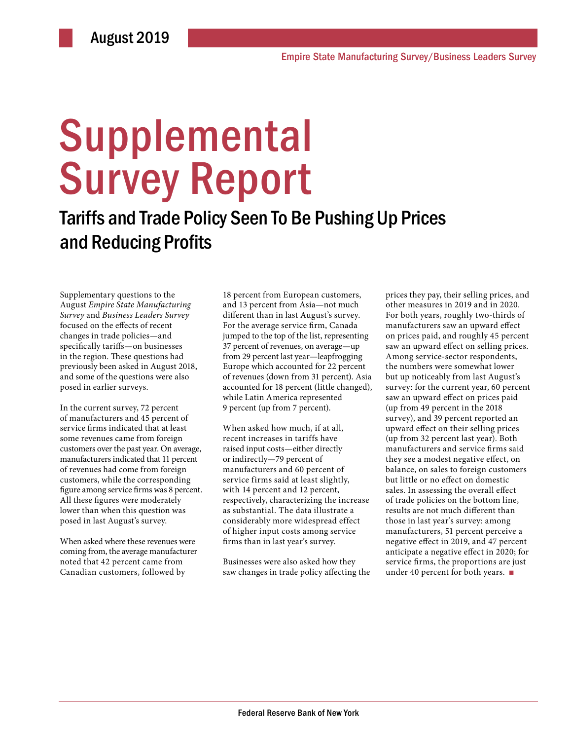August 2019

Empire State Manufacturing Survey/Business Leaders Survey

# Supplemental Survey Report

## Tariffs and Trade Policy Seen To Be Pushing Up Prices and Reducing Profits

Supplementary questions to the August *Empire State Manufacturing Survey* and *Business Leaders Survey* focused on the effects of recent changes in trade policies—and specifically tariffs—on businesses in the region. These questions had previously been asked in August 2018, and some of the questions were also posed in earlier surveys.

In the current survey, 72 percent of manufacturers and 45 percent of service firms indicated that at least some revenues came from foreign customers over the past year. On average, manufacturers indicated that 11 percent of revenues had come from foreign customers, while the corresponding figure among service firms was 8 percent. All these figures were moderately lower than when this question was posed in last August's survey.

When asked where these revenues were coming from, the average manufacturer noted that 42 percent came from Canadian customers, followed by 18 percent from European customers, and 13 percent from Asia—not much different than in last August's survey. For the average service firm, Canada jumped to the top of the list, representing 37 percent of revenues, on average—up from 29 percent last year—leapfrogging Europe which accounted for 22 percent of revenues (down from 31 percent). Asia accounted for 18 percent (little changed), while Latin America represented 9 percent (up from 7 percent).

When asked how much, if at all, recent increases in tariffs have raised input costs—either directly or indirectly—79 percent of manufacturers and 60 percent of service firms said at least slightly, with 14 percent and 12 percent, respectively, characterizing the increase as substantial. The data illustrate a considerably more widespread effect of higher input costs among service firms than in last year's survey.

Businesses were also asked how they saw changes in trade policy affecting the prices they pay, their selling prices, and other measures in 2019 and in 2020. For both years, roughly two-thirds of manufacturers saw an upward effect on prices paid, and roughly 45 percent saw an upward effect on selling prices. Among service-sector respondents, the numbers were somewhat lower but up noticeably from last August's survey: for the current year, 60 percent saw an upward effect on prices paid (up from 49 percent in the 2018 survey), and 39 percent reported an upward effect on their selling prices (up from 32 percent last year). Both manufacturers and service firms said they see a modest negative effect, on balance, on sales to foreign customers but little or no effect on domestic sales. In assessing the overall effect of trade policies on the bottom line, results are not much different than those in last year's survey: among manufacturers, 51 percent perceive a negative effect in 2019, and 47 percent anticipate a negative effect in 2020; for service firms, the proportions are just under 40 percent for both years. ■

Federal Reserve Bank of New York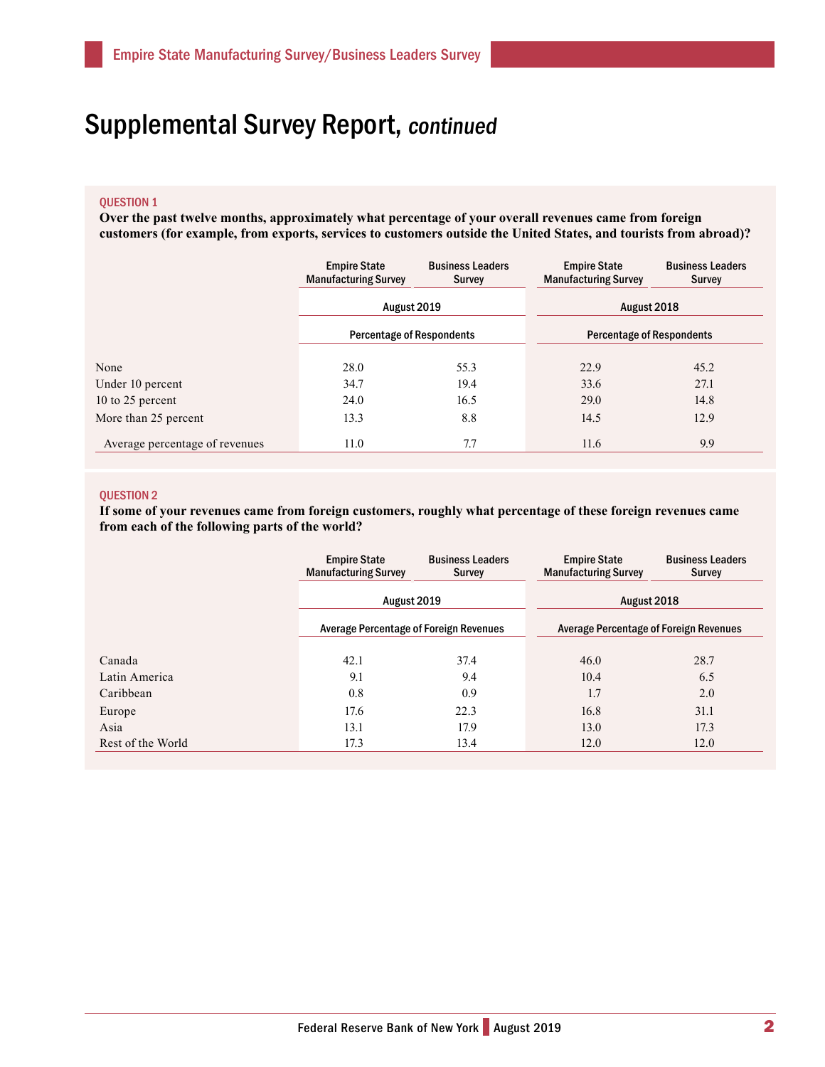# Supplemental Survey Report, *continued*

**QUESTION 1**

**Over the past twelve months, approximately what percentage of your overall revenues came from foreign customers (for example, from exports, services to customers outside the United States, and tourists from abroad)?**

| | Empire State Manufacturing Survey | Business Leaders Survey | Empire State Manufacturing Survey | Business Leaders Survey |
|---|---|---|---|---|
| | August 2019 | | August 2018 | |
| | Percentage of Respondents | | Percentage of Respondents | |
| None | 28.0 | 55.3 | 22.9 | 45.2 |
| Under 10 percent | 34.7 | 19.4 | 33.6 | 27.1 |
| 10 to 25 percent | 24.0 | 16.5 | 29.0 | 14.8 |
| More than 25 percent | 13.3 | 8.8 | 14.5 | 12.9 |
| Average percentage of revenues | 11.0 | 7.7 | 11.6 | 9.9 |

**QUESTION 2**

**If some of your revenues came from foreign customers, roughly what percentage of these foreign revenues came from each of the following parts of the world?**

| | Empire State Manufacturing Survey | Business Leaders Survey | Empire State Manufacturing Survey | Business Leaders Survey |
|---|---|---|---|---|
| | August 2019 | | August 2018 | |
| | Average Percentage of Foreign Revenues | | Average Percentage of Foreign Revenues | |
| Canada | 42.1 | 37.4 | 46.0 | 28.7 |
| Latin America | 9.1 | 9.4 | 10.4 | 6.5 |
| Caribbean | 0.8 | 0.9 | 1.7 | 2.0 |
| Europe | 17.6 | 22.3 | 16.8 | 31.1 |
| Asia | 13.1 | 17.9 | 13.0 | 17.3 |
| Rest of the World | 17.3 | 13.4 | 12.0 | 12.0 |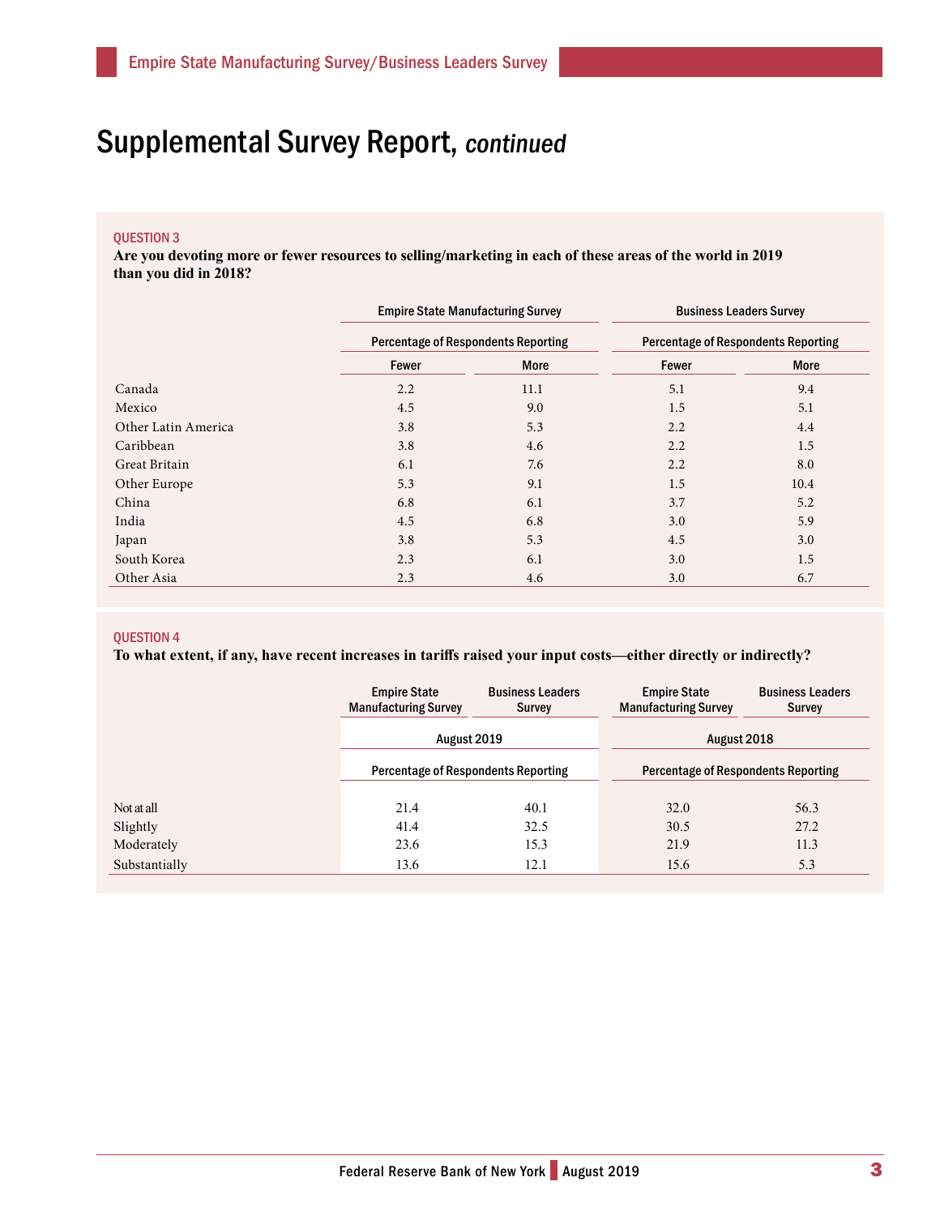# Supplemental Survey Report, *continued*

**QUESTION 3**

**Are you devoting more or fewer resources to selling/marketing in each of these areas of the world in 2019 than you did in 2018?**

| | Empire State Manufacturing Survey | | Business Leaders Survey | |
|---|---|---|---|---|
| | Percentage of Respondents Reporting | | Percentage of Respondents Reporting | |
| | Fewer | More | Fewer | More |
| Canada | 2.2 | 11.1 | 5.1 | 9.4 |
| Mexico | 4.5 | 9.0 | 1.5 | 5.1 |
| Other Latin America | 3.8 | 5.3 | 2.2 | 4.4 |
| Caribbean | 3.8 | 4.6 | 2.2 | 1.5 |
| Great Britain | 6.1 | 7.6 | 2.2 | 8.0 |
| Other Europe | 5.3 | 9.1 | 1.5 | 10.4 |
| China | 6.8 | 6.1 | 3.7 | 5.2 |
| India | 4.5 | 6.8 | 3.0 | 5.9 |
| Japan | 3.8 | 5.3 | 4.5 | 3.0 |
| South Korea | 2.3 | 6.1 | 3.0 | 1.5 |
| Other Asia | 2.3 | 4.6 | 3.0 | 6.7 |

**QUESTION 4**

**To what extent, if any, have recent increases in tariffs raised your input costs—either directly or indirectly?**

| | Empire State Manufacturing Survey | Business Leaders Survey | Empire State Manufacturing Survey | Business Leaders Survey |
|---|---|---|---|---|
| | August 2019 | | August 2018 | |
| | Percentage of Respondents Reporting | | Percentage of Respondents Reporting | |
| Not at all | 21.4 | 40.1 | 32.0 | 56.3 |
| Slightly | 41.4 | 32.5 | 30.5 | 27.2 |
| Moderately | 23.6 | 15.3 | 21.9 | 11.3 |
| Substantially | 13.6 | 12.1 | 15.6 | 5.3 |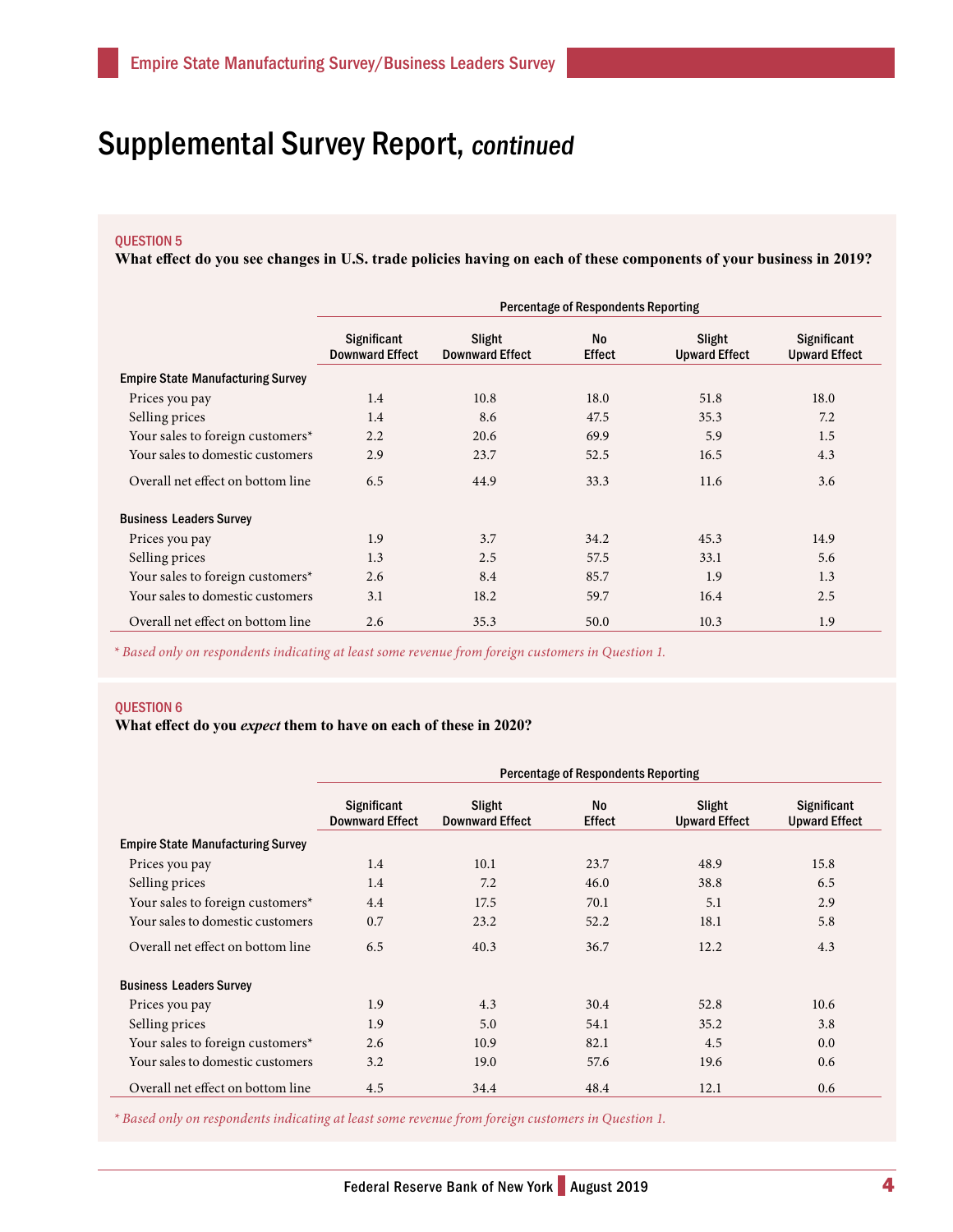# Supplemental Survey Report, *continued*

QUESTION 5

**What effect do you see changes in U.S. trade policies having on each of these components of your business in 2019?**

| | Percentage of Respondents Reporting | | | | |
|---|---|---|---|---|---|
| | Significant Downward Effect | Slight Downward Effect | No Effect | Slight Upward Effect | Significant Upward Effect |
| **Empire State Manufacturing Survey** | | | | | |
| Prices you pay | 1.4 | 10.8 | 18.0 | 51.8 | 18.0 |
| Selling prices | 1.4 | 8.6 | 47.5 | 35.3 | 7.2 |
| Your sales to foreign customers* | 2.2 | 20.6 | 69.9 | 5.9 | 1.5 |
| Your sales to domestic customers | 2.9 | 23.7 | 52.5 | 16.5 | 4.3 |
| Overall net effect on bottom line | 6.5 | 44.9 | 33.3 | 11.6 | 3.6 |
| **Business Leaders Survey** | | | | | |
| Prices you pay | 1.9 | 3.7 | 34.2 | 45.3 | 14.9 |
| Selling prices | 1.3 | 2.5 | 57.5 | 33.1 | 5.6 |
| Your sales to foreign customers* | 2.6 | 8.4 | 85.7 | 1.9 | 1.3 |
| Your sales to domestic customers | 3.1 | 18.2 | 59.7 | 16.4 | 2.5 |
| Overall net effect on bottom line | 2.6 | 35.3 | 50.0 | 10.3 | 1.9 |

*\* Based only on respondents indicating at least some revenue from foreign customers in Question 1.*

QUESTION 6

**What effect do you *expect* them to have on each of these in 2020?**

| | Percentage of Respondents Reporting | | | | |
|---|---|---|---|---|---|
| | Significant Downward Effect | Slight Downward Effect | No Effect | Slight Upward Effect | Significant Upward Effect |
| **Empire State Manufacturing Survey** | | | | | |
| Prices you pay | 1.4 | 10.1 | 23.7 | 48.9 | 15.8 |
| Selling prices | 1.4 | 7.2 | 46.0 | 38.8 | 6.5 |
| Your sales to foreign customers* | 4.4 | 17.5 | 70.1 | 5.1 | 2.9 |
| Your sales to domestic customers | 0.7 | 23.2 | 52.2 | 18.1 | 5.8 |
| Overall net effect on bottom line | 6.5 | 40.3 | 36.7 | 12.2 | 4.3 |
| **Business Leaders Survey** | | | | | |
| Prices you pay | 1.9 | 4.3 | 30.4 | 52.8 | 10.6 |
| Selling prices | 1.9 | 5.0 | 54.1 | 35.2 | 3.8 |
| Your sales to foreign customers* | 2.6 | 10.9 | 82.1 | 4.5 | 0.0 |
| Your sales to domestic customers | 3.2 | 19.0 | 57.6 | 19.6 | 0.6 |
| Overall net effect on bottom line | 4.5 | 34.4 | 48.4 | 12.1 | 0.6 |

*\* Based only on respondents indicating at least some revenue from foreign customers in Question 1.*